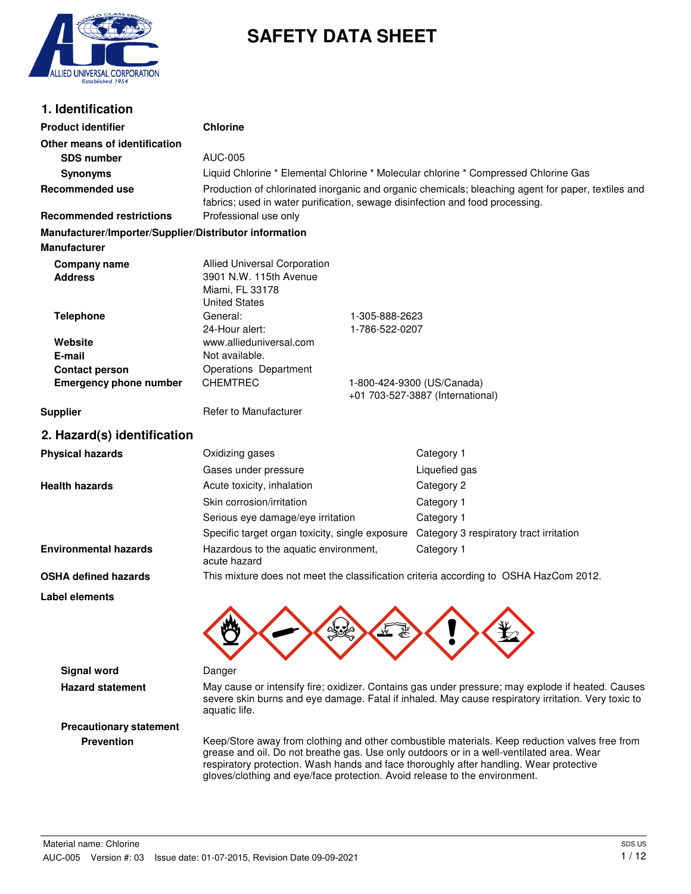# SAFETY DATA SHEET

## 1. Identification

| | |
|---|---|
| **Product identifier** | **Chlorine** |
| **Other means of identification** | |
| **SDS number** | AUC-005 |
| **Synonyms** | Liquid Chlorine * Elemental Chlorine * Molecular chlorine * Compressed Chlorine Gas |
| **Recommended use** | Production of chlorinated inorganic and organic chemicals; bleaching agent for paper, textiles and fabrics; used in water purification, sewage disinfection and food processing. |
| **Recommended restrictions** | Professional use only |

**Manufacturer/Importer/Supplier/Distributor information**

**Manufacturer**

| | | |
|---|---|---|
| **Company name** | Allied Universal Corporation | |
| **Address** | 3901 N.W. 115th Avenue<br>Miami, FL 33178<br>United States | |
| **Telephone** | General: | 1-305-888-2623 |
| | 24-Hour alert: | 1-786-522-0207 |
| **Website** | www.allieduniversal.com | |
| **E-mail** | Not available. | |
| **Contact person** | Operations Department | |
| **Emergency phone number** | CHEMTREC | 1-800-424-9300 (US/Canada)<br>+01 703-527-3887 (International) |

**Supplier** Refer to Manufacturer

## 2. Hazard(s) identification

| | | |
|---|---|---|
| **Physical hazards** | Oxidizing gases | Category 1 |
| | Gases under pressure | Liquefied gas |
| **Health hazards** | Acute toxicity, inhalation | Category 2 |
| | Skin corrosion/irritation | Category 1 |
| | Serious eye damage/eye irritation | Category 1 |
| | Specific target organ toxicity, single exposure | Category 3 respiratory tract irritation |
| **Environmental hazards** | Hazardous to the aquatic environment, acute hazard | Category 1 |
| **OSHA defined hazards** | This mixture does not meet the classification criteria according to OSHA HazCom 2012. | |

**Label elements**

**Signal word** Danger

**Hazard statement** May cause or intensify fire; oxidizer. Contains gas under pressure; may explode if heated. Causes severe skin burns and eye damage. Fatal if inhaled. May cause respiratory irritation. Very toxic to aquatic life.

**Precautionary statement**

**Prevention** Keep/Store away from clothing and other combustible materials. Keep reduction valves free from grease and oil. Do not breathe gas. Use only outdoors or in a well-ventilated area. Wear respiratory protection. Wash hands and face thoroughly after handling. Wear protective gloves/clothing and eye/face protection. Avoid release to the environment.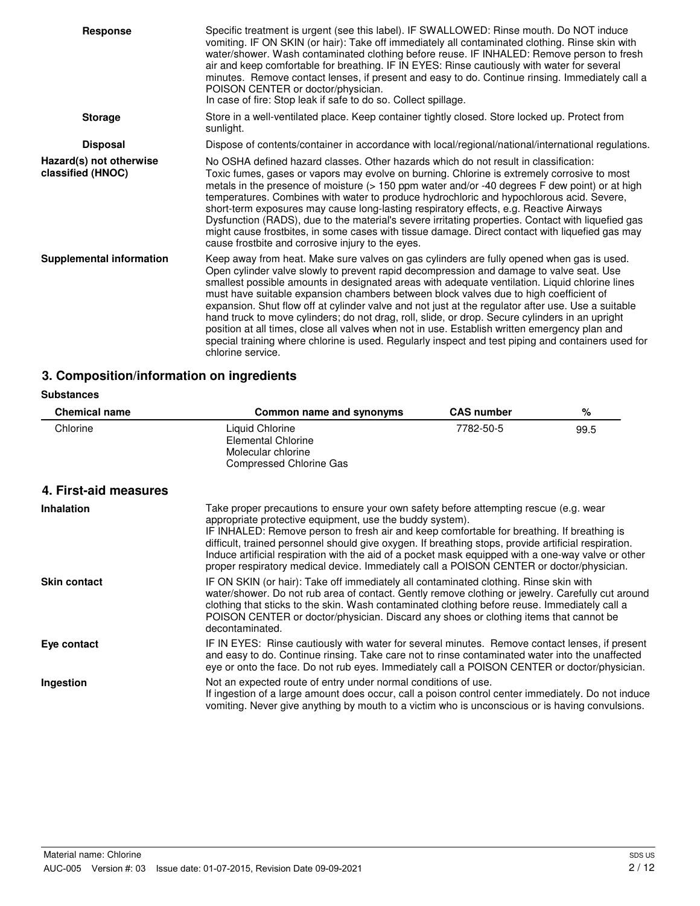| | |
|---|---|
| **Response** | Specific treatment is urgent (see this label). IF SWALLOWED: Rinse mouth. Do NOT induce vomiting. IF ON SKIN (or hair): Take off immediately all contaminated clothing. Rinse skin with water/shower. Wash contaminated clothing before reuse. IF INHALED: Remove person to fresh air and keep comfortable for breathing. IF IN EYES: Rinse cautiously with water for several minutes. Remove contact lenses, if present and easy to do. Continue rinsing. Immediately call a POISON CENTER or doctor/physician. In case of fire: Stop leak if safe to do so. Collect spillage. |
| **Storage** | Store in a well-ventilated place. Keep container tightly closed. Store locked up. Protect from sunlight. |
| **Disposal** | Dispose of contents/container in accordance with local/regional/national/international regulations. |
| **Hazard(s) not otherwise classified (HNOC)** | No OSHA defined hazard classes. Other hazards which do not result in classification: Toxic fumes, gases or vapors may evolve on burning. Chlorine is extremely corrosive to most metals in the presence of moisture (> 150 ppm water and/or -40 degrees F dew point) or at high temperatures. Combines with water to produce hydrochloric and hypochlorous acid. Severe, short-term exposures may cause long-lasting respiratory effects, e.g. Reactive Airways Dysfunction (RADS), due to the material's severe irritating properties. Contact with liquefied gas might cause frostbites, in some cases with tissue damage. Direct contact with liquefied gas may cause frostbite and corrosive injury to the eyes. |
| **Supplemental information** | Keep away from heat. Make sure valves on gas cylinders are fully opened when gas is used. Open cylinder valve slowly to prevent rapid decompression and damage to valve seat. Use smallest possible amounts in designated areas with adequate ventilation. Liquid chlorine lines must have suitable expansion chambers between block valves due to high coefficient of expansion. Shut flow off at cylinder valve and not just at the regulator after use. Use a suitable hand truck to move cylinders; do not drag, roll, slide, or drop. Secure cylinders in an upright position at all times, close all valves when not in use. Establish written emergency plan and special training where chlorine is used. Regularly inspect and test piping and containers used for chlorine service. |

## 3. Composition/information on ingredients

**Substances**

| Chemical name | Common name and synonyms | CAS number | % |
|---|---|---|---|
| Chlorine | Liquid Chlorine<br>Elemental Chlorine<br>Molecular chlorine<br>Compressed Chlorine Gas | 7782-50-5 | 99.5 |

## 4. First-aid measures

| | |
|---|---|
| **Inhalation** | Take proper precautions to ensure your own safety before attempting rescue (e.g. wear appropriate protective equipment, use the buddy system). IF INHALED: Remove person to fresh air and keep comfortable for breathing. If breathing is difficult, trained personnel should give oxygen. If breathing stops, provide artificial respiration. Induce artificial respiration with the aid of a pocket mask equipped with a one-way valve or other proper respiratory medical device. Immediately call a POISON CENTER or doctor/physician. |
| **Skin contact** | IF ON SKIN (or hair): Take off immediately all contaminated clothing. Rinse skin with water/shower. Do not rub area of contact. Gently remove clothing or jewelry. Carefully cut around clothing that sticks to the skin. Wash contaminated clothing before reuse. Immediately call a POISON CENTER or doctor/physician. Discard any shoes or clothing items that cannot be decontaminated. |
| **Eye contact** | IF IN EYES: Rinse cautiously with water for several minutes. Remove contact lenses, if present and easy to do. Continue rinsing. Take care not to rinse contaminated water into the unaffected eye or onto the face. Do not rub eyes. Immediately call a POISON CENTER or doctor/physician. |
| **Ingestion** | Not an expected route of entry under normal conditions of use. If ingestion of a large amount does occur, call a poison control center immediately. Do not induce vomiting. Never give anything by mouth to a victim who is unconscious or is having convulsions. |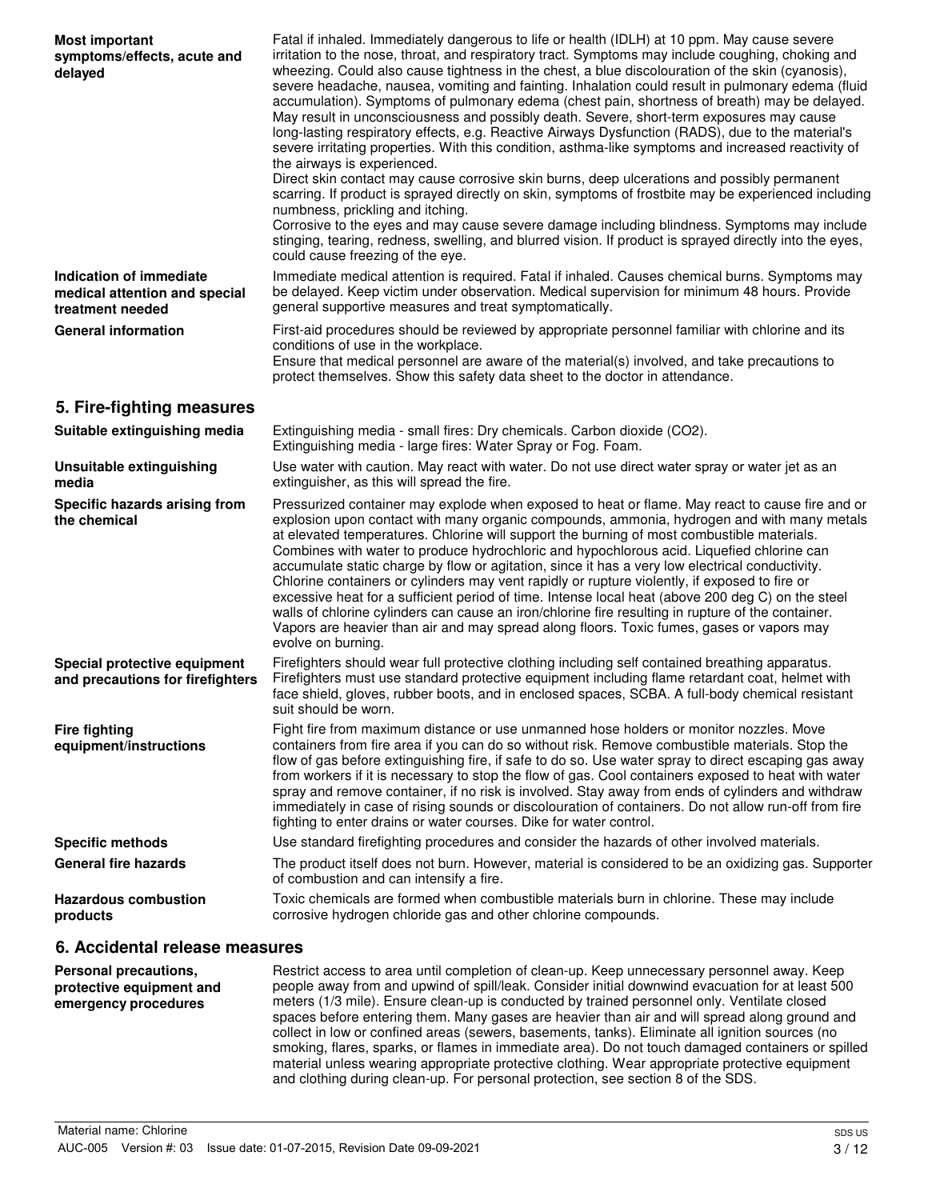**Most important symptoms/effects, acute and delayed**

Fatal if inhaled. Immediately dangerous to life or health (IDLH) at 10 ppm. May cause severe irritation to the nose, throat, and respiratory tract. Symptoms may include coughing, choking and wheezing. Could also cause tightness in the chest, a blue discolouration of the skin (cyanosis), severe headache, nausea, vomiting and fainting. Inhalation could result in pulmonary edema (fluid accumulation). Symptoms of pulmonary edema (chest pain, shortness of breath) may be delayed. May result in unconsciousness and possibly death. Severe, short-term exposures may cause long-lasting respiratory effects, e.g. Reactive Airways Dysfunction (RADS), due to the material's severe irritating properties. With this condition, asthma-like symptoms and increased reactivity of the airways is experienced.

Direct skin contact may cause corrosive skin burns, deep ulcerations and possibly permanent scarring. If product is sprayed directly on skin, symptoms of frostbite may be experienced including numbness, prickling and itching.

Corrosive to the eyes and may cause severe damage including blindness. Symptoms may include stinging, tearing, redness, swelling, and blurred vision. If product is sprayed directly into the eyes, could cause freezing of the eye.

**Indication of immediate medical attention and special treatment needed**

Immediate medical attention is required. Fatal if inhaled. Causes chemical burns. Symptoms may be delayed. Keep victim under observation. Medical supervision for minimum 48 hours. Provide general supportive measures and treat symptomatically.

**General information**

First-aid procedures should be reviewed by appropriate personnel familiar with chlorine and its conditions of use in the workplace.

Ensure that medical personnel are aware of the material(s) involved, and take precautions to protect themselves. Show this safety data sheet to the doctor in attendance.

## 5. Fire-fighting measures

**Suitable extinguishing media**

Extinguishing media - small fires: Dry chemicals. Carbon dioxide ($CO_2$).
Extinguishing media - large fires: Water Spray or Fog. Foam.

**Unsuitable extinguishing media**

Use water with caution. May react with water. Do not use direct water spray or water jet as an extinguisher, as this will spread the fire.

**Specific hazards arising from the chemical**

Pressurized container may explode when exposed to heat or flame. May react to cause fire and or explosion upon contact with many organic compounds, ammonia, hydrogen and with many metals at elevated temperatures. Chlorine will support the burning of most combustible materials. Combines with water to produce hydrochloric and hypochlorous acid. Liquefied chlorine can accumulate static charge by flow or agitation, since it has a very low electrical conductivity. Chlorine containers or cylinders may vent rapidly or rupture violently, if exposed to fire or excessive heat for a sufficient period of time. Intense local heat (above 200 deg C) on the steel walls of chlorine cylinders can cause an iron/chlorine fire resulting in rupture of the container. Vapors are heavier than air and may spread along floors. Toxic fumes, gases or vapors may evolve on burning.

**Special protective equipment and precautions for firefighters**

Firefighters should wear full protective clothing including self contained breathing apparatus. Firefighters must use standard protective equipment including flame retardant coat, helmet with face shield, gloves, rubber boots, and in enclosed spaces, SCBA. A full-body chemical resistant suit should be worn.

**Fire fighting equipment/instructions**

Fight fire from maximum distance or use unmanned hose holders or monitor nozzles. Move containers from fire area if you can do so without risk. Remove combustible materials. Stop the flow of gas before extinguishing fire, if safe to do so. Use water spray to direct escaping gas away from workers if it is necessary to stop the flow of gas. Cool containers exposed to heat with water spray and remove container, if no risk is involved. Stay away from ends of cylinders and withdraw immediately in case of rising sounds or discolouration of containers. Do not allow run-off from fire fighting to enter drains or water courses. Dike for water control.

**Specific methods**

Use standard firefighting procedures and consider the hazards of other involved materials.

**General fire hazards**

The product itself does not burn. However, material is considered to be an oxidizing gas. Supporter of combustion and can intensify a fire.

**Hazardous combustion products**

Toxic chemicals are formed when combustible materials burn in chlorine. These may include corrosive hydrogen chloride gas and other chlorine compounds.

## 6. Accidental release measures

**Personal precautions, protective equipment and emergency procedures**

Restrict access to area until completion of clean-up. Keep unnecessary personnel away. Keep people away from and upwind of spill/leak. Consider initial downwind evacuation for at least 500 meters (1/3 mile). Ensure clean-up is conducted by trained personnel only. Ventilate closed spaces before entering them. Many gases are heavier than air and will spread along ground and collect in low or confined areas (sewers, basements, tanks). Eliminate all ignition sources (no smoking, flares, sparks, or flames in immediate area). Do not touch damaged containers or spilled material unless wearing appropriate protective clothing. Wear appropriate protective equipment and clothing during clean-up. For personal protection, see section 8 of the SDS.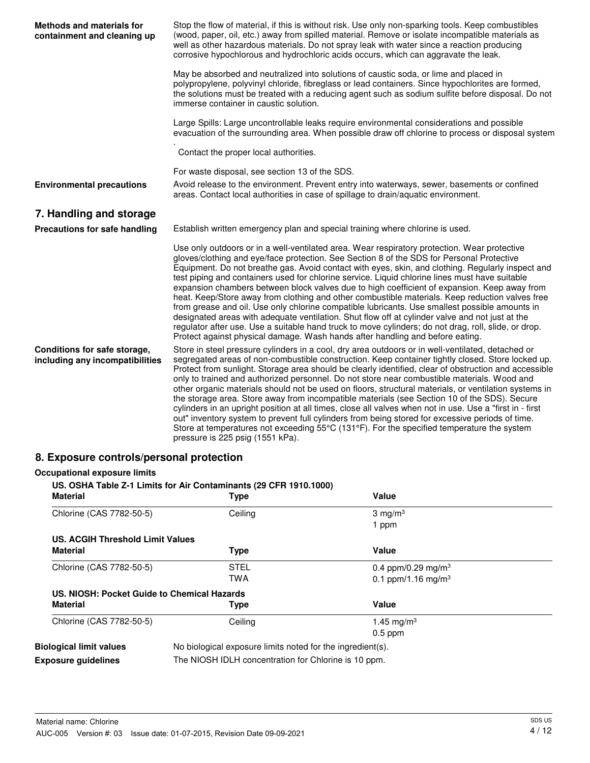**Methods and materials for containment and cleaning up**

Stop the flow of material, if this is without risk. Use only non-sparking tools. Keep combustibles (wood, paper, oil, etc.) away from spilled material. Remove or isolate incompatible materials as well as other hazardous materials. Do not spray leak with water since a reaction producing corrosive hypochlorous and hydrochloric acids occurs, which can aggravate the leak.

May be absorbed and neutralized into solutions of caustic soda, or lime and placed in polypropylene, polyvinyl chloride, fibreglass or lead containers. Since hypochlorites are formed, the solutions must be treated with a reducing agent such as sodium sulfite before disposal. Do not immerse container in caustic solution.

Large Spills: Large uncontrollable leaks require environmental considerations and possible evacuation of the surrounding area. When possible draw off chlorine to process or disposal system .

Contact the proper local authorities.

For waste disposal, see section 13 of the SDS.

**Environmental precautions**

Avoid release to the environment. Prevent entry into waterways, sewer, basements or confined areas. Contact local authorities in case of spillage to drain/aquatic environment.

## 7. Handling and storage

**Precautions for safe handling**

Establish written emergency plan and special training where chlorine is used.

Use only outdoors or in a well-ventilated area. Wear respiratory protection. Wear protective gloves/clothing and eye/face protection. See Section 8 of the SDS for Personal Protective Equipment. Do not breathe gas. Avoid contact with eyes, skin, and clothing. Regularly inspect and test piping and containers used for chlorine service. Liquid chlorine lines must have suitable expansion chambers between block valves due to high coefficient of expansion. Keep away from heat. Keep/Store away from clothing and other combustible materials. Keep reduction valves free from grease and oil. Use only chlorine compatible lubricants. Use smallest possible amounts in designated areas with adequate ventilation. Shut flow off at cylinder valve and not just at the regulator after use. Use a suitable hand truck to move cylinders; do not drag, roll, slide, or drop. Protect against physical damage. Wash hands after handling and before eating.

**Conditions for safe storage, including any incompatibilities**

Store in steel pressure cylinders in a cool, dry area outdoors or in well-ventilated, detached or segregated areas of non-combustible construction. Keep container tightly closed. Store locked up. Protect from sunlight. Storage area should be clearly identified, clear of obstruction and accessible only to trained and authorized personnel. Do not store near combustible materials. Wood and other organic materials should not be used on floors, structural materials, or ventilation systems in the storage area. Store away from incompatible materials (see Section 10 of the SDS). Secure cylinders in an upright position at all times, close all valves when not in use. Use a "first in - first out" inventory system to prevent full cylinders from being stored for excessive periods of time. Store at temperatures not exceeding 55°C (131°F). For the specified temperature the system pressure is 225 psig (1551 kPa).

## 8. Exposure controls/personal protection

**Occupational exposure limits**

**US. OSHA Table Z-1 Limits for Air Contaminants (29 CFR 1910.1000)**

| Material | Type | Value |
|---|---|---|
| Chlorine (CAS 7782-50-5) | Ceiling | 3 mg/m³ |
| | | 1 ppm |

**US. ACGIH Threshold Limit Values**

| Material | Type | Value |
|---|---|---|
| Chlorine (CAS 7782-50-5) | STEL | 0.4 ppm/0.29 mg/m³ |
| | TWA | 0.1 ppm/1.16 mg/m³ |

**US. NIOSH: Pocket Guide to Chemical Hazards**

| Material | Type | Value |
|---|---|---|
| Chlorine (CAS 7782-50-5) | Ceiling | 1.45 mg/m³ |
| | | 0.5 ppm |

**Biological limit values**

No biological exposure limits noted for the ingredient(s).

**Exposure guidelines**

The NIOSH IDLH concentration for Chlorine is 10 ppm.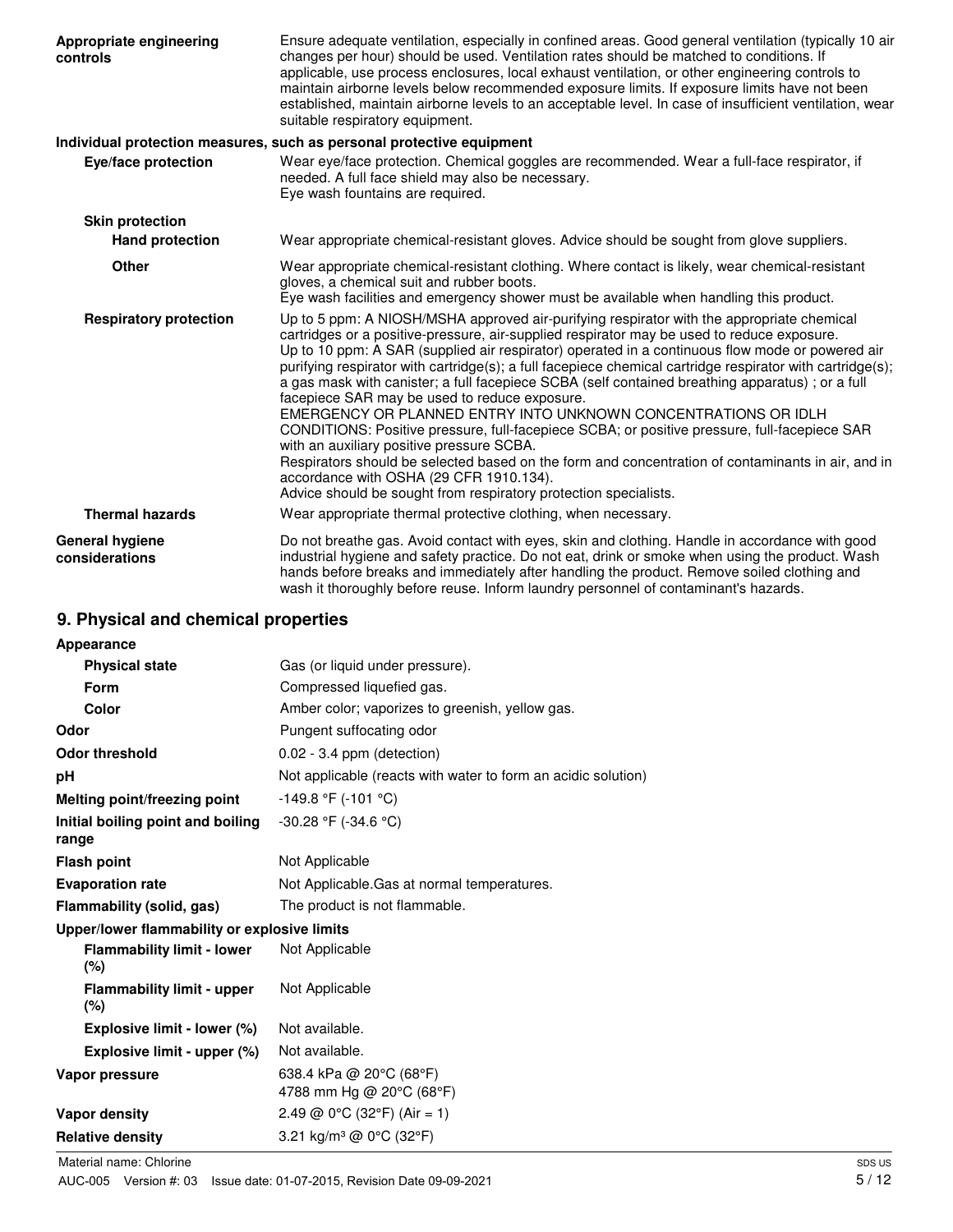**Appropriate engineering controls**

Ensure adequate ventilation, especially in confined areas. Good general ventilation (typically 10 air changes per hour) should be used. Ventilation rates should be matched to conditions. If applicable, use process enclosures, local exhaust ventilation, or other engineering controls to maintain airborne levels below recommended exposure limits. If exposure limits have not been established, maintain airborne levels to an acceptable level. In case of insufficient ventilation, wear suitable respiratory equipment.

**Individual protection measures, such as personal protective equipment**

**Eye/face protection**

Wear eye/face protection. Chemical goggles are recommended. Wear a full-face respirator, if needed. A full face shield may also be necessary.
Eye wash fountains are required.

**Skin protection**

**Hand protection**

Wear appropriate chemical-resistant gloves. Advice should be sought from glove suppliers.

**Other**

Wear appropriate chemical-resistant clothing. Where contact is likely, wear chemical-resistant gloves, a chemical suit and rubber boots.
Eye wash facilities and emergency shower must be available when handling this product.

**Respiratory protection**

Up to 5 ppm: A NIOSH/MSHA approved air-purifying respirator with the appropriate chemical cartridges or a positive-pressure, air-supplied respirator may be used to reduce exposure.
Up to 10 ppm: A SAR (supplied air respirator) operated in a continuous flow mode or powered air purifying respirator with cartridge(s); a full facepiece chemical cartridge respirator with cartridge(s); a gas mask with canister; a full facepiece SCBA (self contained breathing apparatus) ; or a full facepiece SAR may be used to reduce exposure.
EMERGENCY OR PLANNED ENTRY INTO UNKNOWN CONCENTRATIONS OR IDLH CONDITIONS: Positive pressure, full-facepiece SCBA; or positive pressure, full-facepiece SAR with an auxiliary positive pressure SCBA.
Respirators should be selected based on the form and concentration of contaminants in air, and in accordance with OSHA (29 CFR 1910.134).
Advice should be sought from respiratory protection specialists.

**Thermal hazards**

Wear appropriate thermal protective clothing, when necessary.

**General hygiene considerations**

Do not breathe gas. Avoid contact with eyes, skin and clothing. Handle in accordance with good industrial hygiene and safety practice. Do not eat, drink or smoke when using the product. Wash hands before breaks and immediately after handling the product. Remove soiled clothing and wash it thoroughly before reuse. Inform laundry personnel of contaminant's hazards.

## 9. Physical and chemical properties

| Property | Value |
|---|---|
| **Appearance** | |
| **Physical state** | Gas (or liquid under pressure). |
| **Form** | Compressed liquefied gas. |
| **Color** | Amber color; vaporizes to greenish, yellow gas. |
| **Odor** | Pungent suffocating odor |
| **Odor threshold** | 0.02 - 3.4 ppm (detection) |
| **pH** | Not applicable (reacts with water to form an acidic solution) |
| **Melting point/freezing point** | -149.8 °F (-101 °C) |
| **Initial boiling point and boiling range** | -30.28 °F (-34.6 °C) |
| **Flash point** | Not Applicable |
| **Evaporation rate** | Not Applicable.Gas at normal temperatures. |
| **Flammability (solid, gas)** | The product is not flammable. |
| **Upper/lower flammability or explosive limits** | |
| **Flammability limit - lower (%)** | Not Applicable |
| **Flammability limit - upper (%)** | Not Applicable |
| **Explosive limit - lower (%)** | Not available. |
| **Explosive limit - upper (%)** | Not available. |
| **Vapor pressure** | 638.4 kPa @ 20°C (68°F)<br>4788 mm Hg @ 20°C (68°F) |
| **Vapor density** | 2.49 @ 0°C (32°F) (Air = 1) |
| **Relative density** | 3.21 kg/m³ @ 0°C (32°F) |

Material name: Chlorine

AUC-005 Version #: 03 Issue date: 01-07-2015, Revision Date 09-09-2021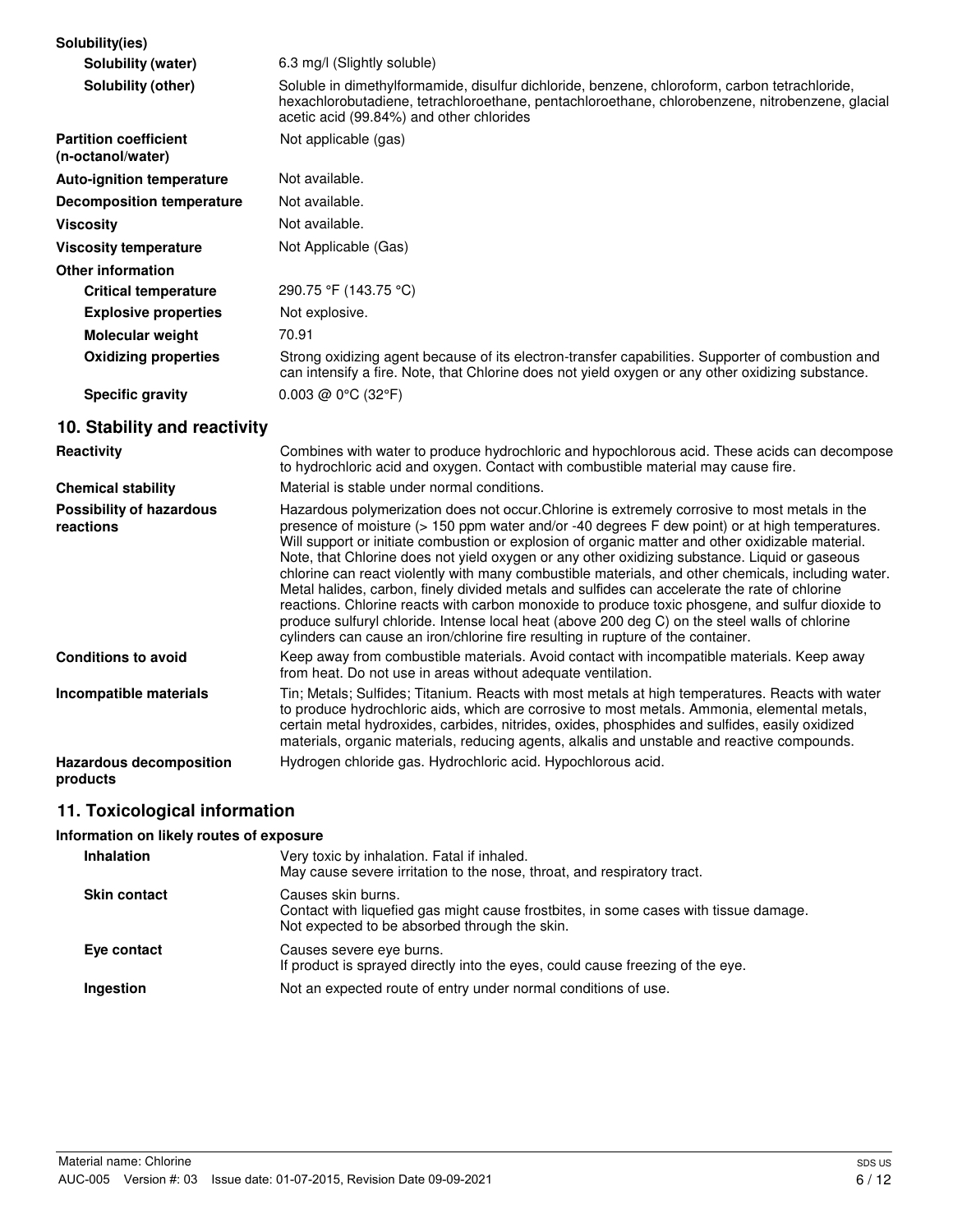**Solubility(ies)**

| | |
|---|---|
| **Solubility (water)** | 6.3 mg/l (Slightly soluble) |
| **Solubility (other)** | Soluble in dimethylformamide, disulfur dichloride, benzene, chloroform, carbon tetrachloride, hexachlorobutadiene, tetrachloroethane, pentachloroethane, chlorobenzene, nitrobenzene, glacial acetic acid (99.84%) and other chlorides |
| **Partition coefficient (n-octanol/water)** | Not applicable (gas) |
| **Auto-ignition temperature** | Not available. |
| **Decomposition temperature** | Not available. |
| **Viscosity** | Not available. |
| **Viscosity temperature** | Not Applicable (Gas) |

**Other information**

| | |
|---|---|
| **Critical temperature** | 290.75 °F (143.75 °C) |
| **Explosive properties** | Not explosive. |
| **Molecular weight** | 70.91 |
| **Oxidizing properties** | Strong oxidizing agent because of its electron-transfer capabilities. Supporter of combustion and can intensify a fire. Note, that Chlorine does not yield oxygen or any other oxidizing substance. |
| **Specific gravity** | 0.003 @ 0°C (32°F) |

## 10. Stability and reactivity

| | |
|---|---|
| **Reactivity** | Combines with water to produce hydrochloric and hypochlorous acid. These acids can decompose to hydrochloric acid and oxygen. Contact with combustible material may cause fire. |
| **Chemical stability** | Material is stable under normal conditions. |
| **Possibility of hazardous reactions** | Hazardous polymerization does not occur.Chlorine is extremely corrosive to most metals in the presence of moisture (> 150 ppm water and/or -40 degrees F dew point) or at high temperatures. Will support or initiate combustion or explosion of organic matter and other oxidizable material. Note, that Chlorine does not yield oxygen or any other oxidizing substance. Liquid or gaseous chlorine can react violently with many combustible materials, and other chemicals, including water. Metal halides, carbon, finely divided metals and sulfides can accelerate the rate of chlorine reactions. Chlorine reacts with carbon monoxide to produce toxic phosgene, and sulfur dioxide to produce sulfuryl chloride. Intense local heat (above 200 deg C) on the steel walls of chlorine cylinders can cause an iron/chlorine fire resulting in rupture of the container. |
| **Conditions to avoid** | Keep away from combustible materials. Avoid contact with incompatible materials. Keep away from heat. Do not use in areas without adequate ventilation. |
| **Incompatible materials** | Tin; Metals; Sulfides; Titanium. Reacts with most metals at high temperatures. Reacts with water to produce hydrochloric aids, which are corrosive to most metals. Ammonia, elemental metals, certain metal hydroxides, carbides, nitrides, oxides, phosphides and sulfides, easily oxidized materials, organic materials, reducing agents, alkalis and unstable and reactive compounds. |
| **Hazardous decomposition products** | Hydrogen chloride gas. Hydrochloric acid. Hypochlorous acid. |

## 11. Toxicological information

**Information on likely routes of exposure**

| | |
|---|---|
| **Inhalation** | Very toxic by inhalation. Fatal if inhaled.<br>May cause severe irritation to the nose, throat, and respiratory tract. |
| **Skin contact** | Causes skin burns.<br>Contact with liquefied gas might cause frostbites, in some cases with tissue damage.<br>Not expected to be absorbed through the skin. |
| **Eye contact** | Causes severe eye burns.<br>If product is sprayed directly into the eyes, could cause freezing of the eye. |
| **Ingestion** | Not an expected route of entry under normal conditions of use. |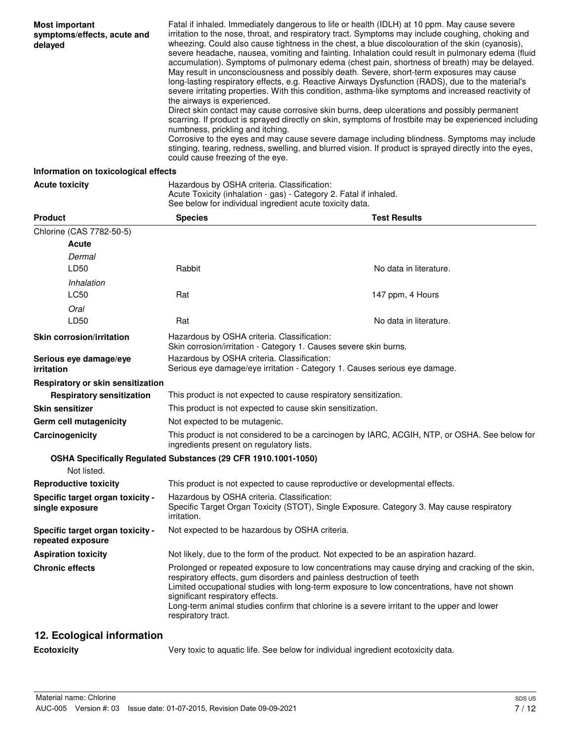**Most important symptoms/effects, acute and delayed**

Fatal if inhaled. Immediately dangerous to life or health (IDLH) at 10 ppm. May cause severe irritation to the nose, throat, and respiratory tract. Symptoms may include coughing, choking and wheezing. Could also cause tightness in the chest, a blue discolouration of the skin (cyanosis), severe headache, nausea, vomiting and fainting. Inhalation could result in pulmonary edema (fluid accumulation). Symptoms of pulmonary edema (chest pain, shortness of breath) may be delayed. May result in unconsciousness and possibly death. Severe, short-term exposures may cause long-lasting respiratory effects, e.g. Reactive Airways Dysfunction (RADS), due to the material's severe irritating properties. With this condition, asthma-like symptoms and increased reactivity of the airways is experienced.

Direct skin contact may cause corrosive skin burns, deep ulcerations and possibly permanent scarring. If product is sprayed directly on skin, symptoms of frostbite may be experienced including numbness, prickling and itching.

Corrosive to the eyes and may cause severe damage including blindness. Symptoms may include stinging, tearing, redness, swelling, and blurred vision. If product is sprayed directly into the eyes, could cause freezing of the eye.

**Information on toxicological effects**

**Acute toxicity**

Hazardous by OSHA criteria. Classification:
Acute Toxicity (inhalation - gas) - Category 2. Fatal if inhaled.
See below for individual ingredient acute toxicity data.

| Product | Species | Test Results |
|---|---|---|
| Chlorine (CAS 7782-50-5) | | |
| **Acute** | | |
| *Dermal* | | |
| LD50 | Rabbit | No data in literature. |
| *Inhalation* | | |
| LC50 | Rat | 147 ppm, 4 Hours |
| *Oral* | | |
| LD50 | Rat | No data in literature. |

**Skin corrosion/irritation**

Hazardous by OSHA criteria. Classification:
Skin corrosion/irritation - Category 1. Causes severe skin burns.

**Serious eye damage/eye irritation**

Hazardous by OSHA criteria. Classification:
Serious eye damage/eye irritation - Category 1. Causes serious eye damage.

**Respiratory or skin sensitization**

**Respiratory sensitization** This product is not expected to cause respiratory sensitization.

**Skin sensitizer** This product is not expected to cause skin sensitization.

**Germ cell mutagenicity** Not expected to be mutagenic.

**Carcinogenicity** This product is not considered to be a carcinogen by IARC, ACGIH, NTP, or OSHA. See below for ingredients present on regulatory lists.

**OSHA Specifically Regulated Substances (29 CFR 1910.1001-1050)**

Not listed.

**Reproductive toxicity** This product is not expected to cause reproductive or developmental effects.

**Specific target organ toxicity - single exposure**

Hazardous by OSHA criteria. Classification:
Specific Target Organ Toxicity (STOT), Single Exposure. Category 3. May cause respiratory irritation.

**Specific target organ toxicity - repeated exposure** Not expected to be hazardous by OSHA criteria.

**Aspiration toxicity** Not likely, due to the form of the product. Not expected to be an aspiration hazard.

**Chronic effects**

Prolonged or repeated exposure to low concentrations may cause drying and cracking of the skin, respiratory effects, gum disorders and painless destruction of teeth
Limited occupational studies with long-term exposure to low concentrations, have not shown significant respiratory effects.
Long-term animal studies confirm that chlorine is a severe irritant to the upper and lower respiratory tract.

## 12. Ecological information

**Ecotoxicity** Very toxic to aquatic life. See below for individual ingredient ecotoxicity data.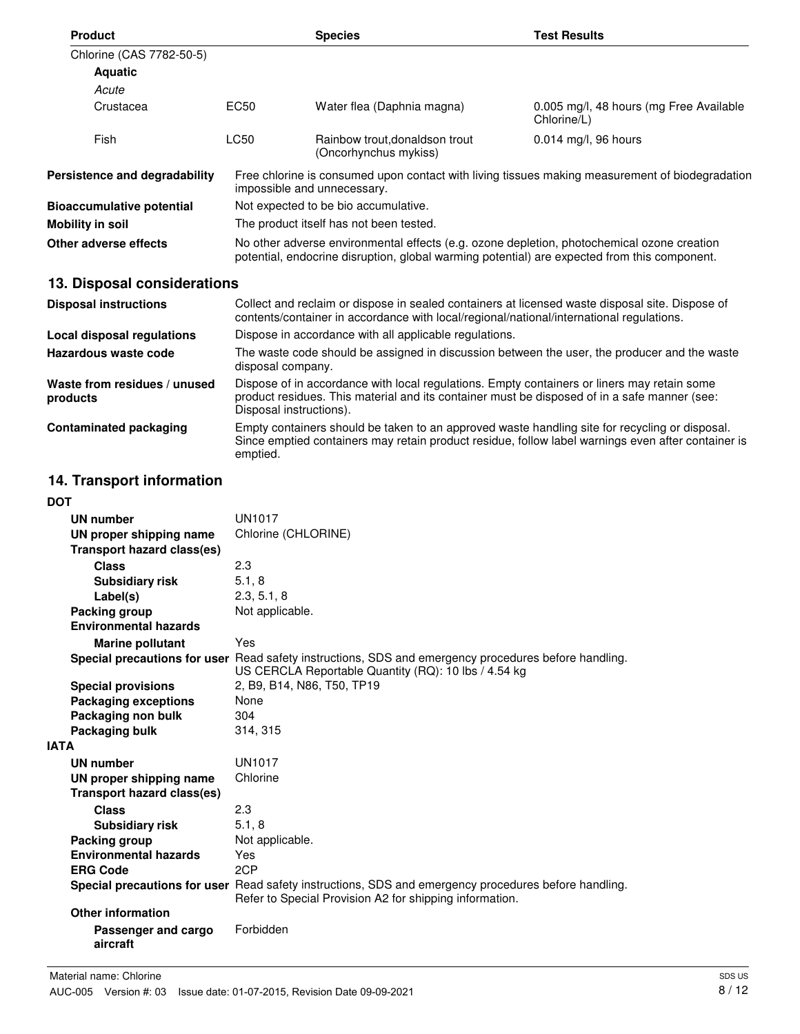| Product | | Species | Test Results |
|---|---|---|---|
| Chlorine (CAS 7782-50-5) | | | |
| **Aquatic** | | | |
| *Acute* | | | |
| Crustacea | EC50 | Water flea (Daphnia magna) | 0.005 mg/l, 48 hours (mg Free Available Chlorine/L) |
| Fish | LC50 | Rainbow trout,donaldson trout (Oncorhynchus mykiss) | 0.014 mg/l, 96 hours |

**Persistence and degradability** Free chlorine is consumed upon contact with living tissues making measurement of biodegradation impossible and unnecessary.

**Bioaccumulative potential** Not expected to be bio accumulative.

**Mobility in soil** The product itself has not been tested.

**Other adverse effects** No other adverse environmental effects (e.g. ozone depletion, photochemical ozone creation potential, endocrine disruption, global warming potential) are expected from this component.

## 13. Disposal considerations

**Disposal instructions** Collect and reclaim or dispose in sealed containers at licensed waste disposal site. Dispose of contents/container in accordance with local/regional/national/international regulations.

**Local disposal regulations** Dispose in accordance with all applicable regulations.

**Hazardous waste code** The waste code should be assigned in discussion between the user, the producer and the waste disposal company.

**Waste from residues / unused products** Dispose of in accordance with local regulations. Empty containers or liners may retain some product residues. This material and its container must be disposed of in a safe manner (see: Disposal instructions).

**Contaminated packaging** Empty containers should be taken to an approved waste handling site for recycling or disposal. Since emptied containers may retain product residue, follow label warnings even after container is emptied.

## 14. Transport information

**DOT**

**UN number** UN1017

**UN proper shipping name** Chlorine (CHLORINE)

**Transport hazard class(es)**

- **Class** 2.3
- **Subsidiary risk** 5.1, 8
- **Label(s)** 2.3, 5.1, 8

**Packing group** Not applicable.

**Environmental hazards**

- **Marine pollutant** Yes

**Special precautions for user** Read safety instructions, SDS and emergency procedures before handling. US CERCLA Reportable Quantity (RQ): 10 lbs / 4.54 kg

**Special provisions** 2, B9, B14, N86, T50, TP19

**Packaging exceptions** None

**Packaging non bulk** 304

**Packaging bulk** 314, 315

**IATA**

**UN number** UN1017

**UN proper shipping name** Chlorine

**Transport hazard class(es)**

- **Class** 2.3
- **Subsidiary risk** 5.1, 8

**Packing group** Not applicable.

**Environmental hazards** Yes

**ERG Code** 2CP

**Special precautions for user** Read safety instructions, SDS and emergency procedures before handling. Refer to Special Provision A2 for shipping information.

**Other information**

- **Passenger and cargo aircraft** Forbidden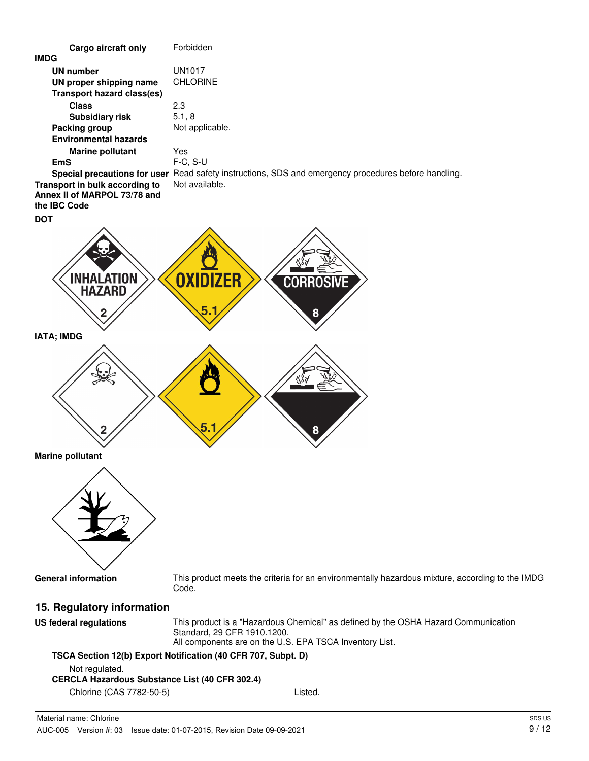**Cargo aircraft only** Forbidden

**IMDG**

**UN number** UN1017

**UN proper shipping name** CHLORINE

**Transport hazard class(es)**

**Class** 2.3

**Subsidiary risk** 5.1, 8

**Packing group** Not applicable.

**Environmental hazards**

**Marine pollutant** Yes

**EmS** F-C, S-U

**Special precautions for user** Read safety instructions, SDS and emergency procedures before handling.

**Transport in bulk according to Annex II of MARPOL 73/78 and the IBC Code** Not available.

**DOT**

**IATA; IMDG**

**Marine pollutant**

**General information** This product meets the criteria for an environmentally hazardous mixture, according to the IMDG Code.

## 15. Regulatory information

**US federal regulations** This product is a "Hazardous Chemical" as defined by the OSHA Hazard Communication Standard, 29 CFR 1910.1200.
All components are on the U.S. EPA TSCA Inventory List.

**TSCA Section 12(b) Export Notification (40 CFR 707, Subpt. D)**

Not regulated.

**CERCLA Hazardous Substance List (40 CFR 302.4)**

Chlorine (CAS 7782-50-5) Listed.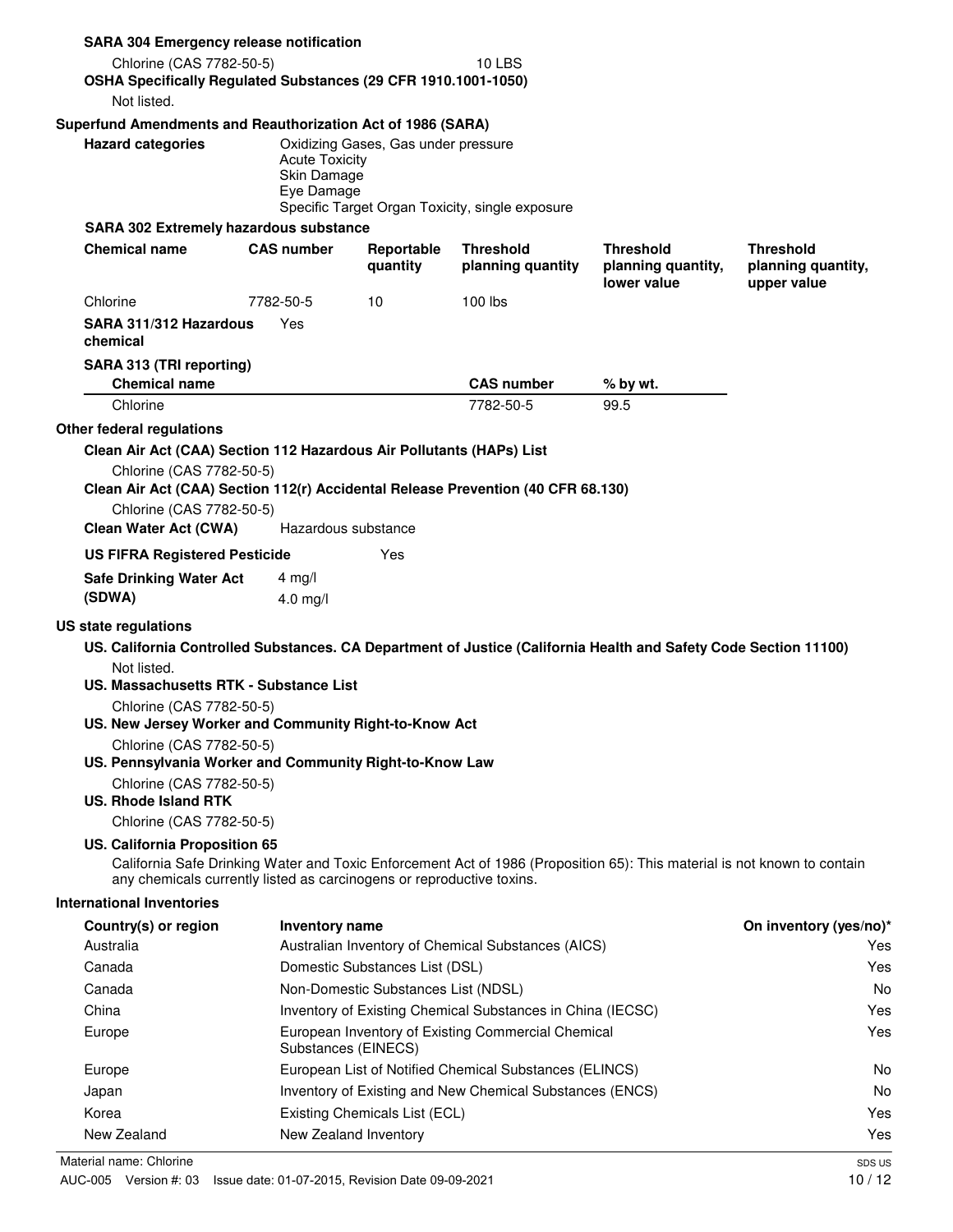**SARA 304 Emergency release notification**

Chlorine (CAS 7782-50-5) 10 LBS

**OSHA Specifically Regulated Substances (29 CFR 1910.1001-1050)**

Not listed.

**Superfund Amendments and Reauthorization Act of 1986 (SARA)**

**Hazard categories**
Oxidizing Gases, Gas under pressure
Acute Toxicity
Skin Damage
Eye Damage
Specific Target Organ Toxicity, single exposure

**SARA 302 Extremely hazardous substance**

| Chemical name | CAS number | Reportable quantity | Threshold planning quantity | Threshold planning quantity, lower value | Threshold planning quantity, upper value |
|---|---|---|---|---|---|
| Chlorine | 7782-50-5 | 10 | 100 lbs | | |

**SARA 311/312 Hazardous chemical** Yes

**SARA 313 (TRI reporting)**

| Chemical name | CAS number | % by wt. |
|---|---|---|
| Chlorine | 7782-50-5 | 99.5 |

**Other federal regulations**

**Clean Air Act (CAA) Section 112 Hazardous Air Pollutants (HAPs) List**

Chlorine (CAS 7782-50-5)

**Clean Air Act (CAA) Section 112(r) Accidental Release Prevention (40 CFR 68.130)**

Chlorine (CAS 7782-50-5)

**Clean Water Act (CWA)** Hazardous substance

**US FIFRA Registered Pesticide** Yes

**Safe Drinking Water Act (SDWA)** 4 mg/l
4.0 mg/l

**US state regulations**

**US. California Controlled Substances. CA Department of Justice (California Health and Safety Code Section 11100)**

Not listed.

**US. Massachusetts RTK - Substance List**

Chlorine (CAS 7782-50-5)

**US. New Jersey Worker and Community Right-to-Know Act**

Chlorine (CAS 7782-50-5)

**US. Pennsylvania Worker and Community Right-to-Know Law**

Chlorine (CAS 7782-50-5)

**US. Rhode Island RTK**

Chlorine (CAS 7782-50-5)

**US. California Proposition 65**

California Safe Drinking Water and Toxic Enforcement Act of 1986 (Proposition 65): This material is not known to contain any chemicals currently listed as carcinogens or reproductive toxins.

**International Inventories**

| Country(s) or region | Inventory name | On inventory (yes/no)* |
|---|---|---|
| Australia | Australian Inventory of Chemical Substances (AICS) | Yes |
| Canada | Domestic Substances List (DSL) | Yes |
| Canada | Non-Domestic Substances List (NDSL) | No |
| China | Inventory of Existing Chemical Substances in China (IECSC) | Yes |
| Europe | European Inventory of Existing Commercial Chemical Substances (EINECS) | Yes |
| Europe | European List of Notified Chemical Substances (ELINCS) | No |
| Japan | Inventory of Existing and New Chemical Substances (ENCS) | No |
| Korea | Existing Chemicals List (ECL) | Yes |
| New Zealand | New Zealand Inventory | Yes |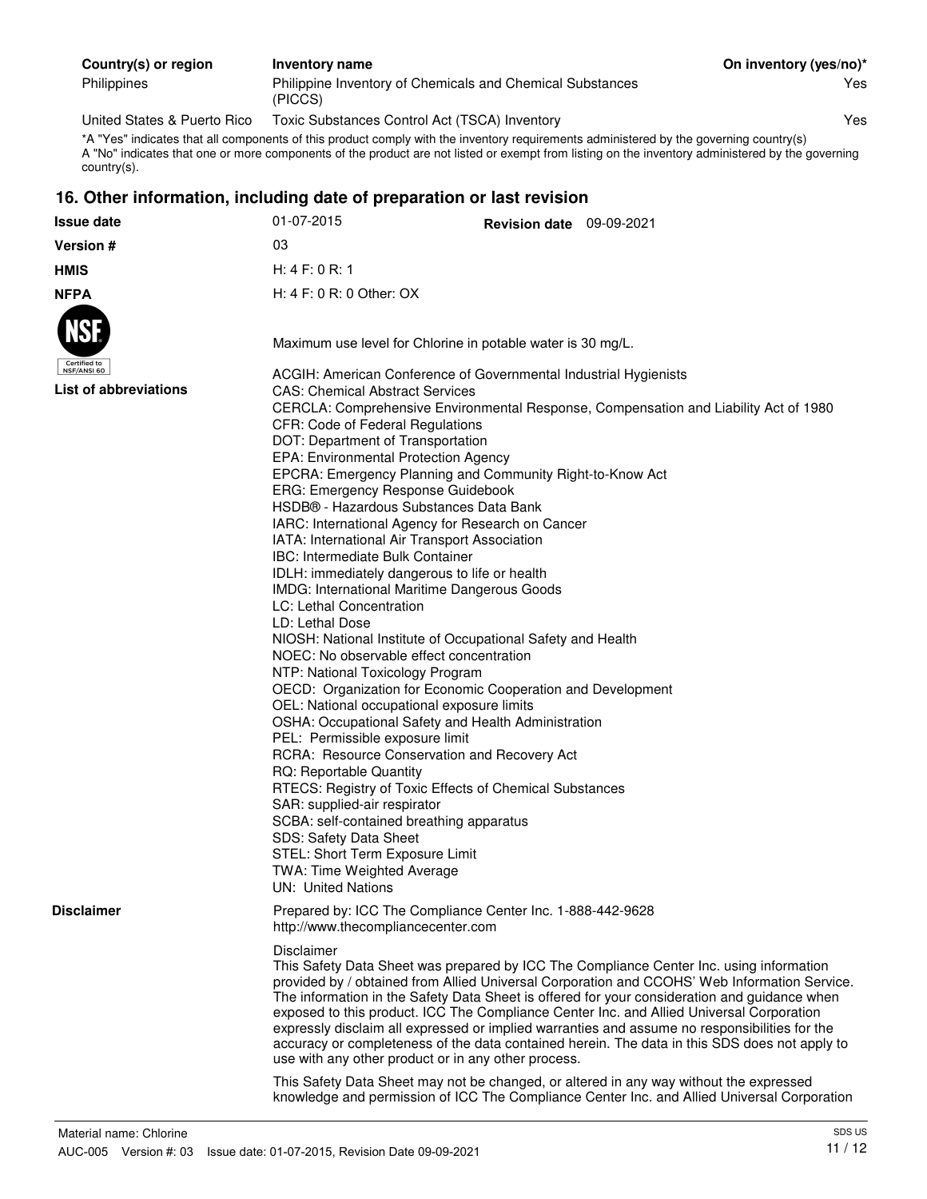| Country(s) or region | Inventory name | On inventory (yes/no)* |
|---|---|---|
| Philippines | Philippine Inventory of Chemicals and Chemical Substances (PICCS) | Yes |
| United States & Puerto Rico | Toxic Substances Control Act (TSCA) Inventory | Yes |

*A "Yes" indicates that all components of this product comply with the inventory requirements administered by the governing country(s)
A "No" indicates that one or more components of the product are not listed or exempt from listing on the inventory administered by the governing country(s).

## 16. Other information, including date of preparation or last revision

**Issue date** 01-07-2015 **Revision date** 09-09-2021

**Version #** 03

**HMIS** H: 4 F: 0 R: 1

**NFPA** H: 4 F: 0 R: 0 Other: OX

NSF Certified to NSF/ANSI 60

Maximum use level for Chlorine in potable water is 30 mg/L.

**List of abbreviations**

ACGIH: American Conference of Governmental Industrial Hygienists
CAS: Chemical Abstract Services
CERCLA: Comprehensive Environmental Response, Compensation and Liability Act of 1980
CFR: Code of Federal Regulations
DOT: Department of Transportation
EPA: Environmental Protection Agency
EPCRA: Emergency Planning and Community Right-to-Know Act
ERG: Emergency Response Guidebook
HSDB® - Hazardous Substances Data Bank
IARC: International Agency for Research on Cancer
IATA: International Air Transport Association
IBC: Intermediate Bulk Container
IDLH: immediately dangerous to life or health
IMDG: International Maritime Dangerous Goods
LC: Lethal Concentration
LD: Lethal Dose
NIOSH: National Institute of Occupational Safety and Health
NOEC: No observable effect concentration
NTP: National Toxicology Program
OECD: Organization for Economic Cooperation and Development
OEL: National occupational exposure limits
OSHA: Occupational Safety and Health Administration
PEL: Permissible exposure limit
RCRA: Resource Conservation and Recovery Act
RQ: Reportable Quantity
RTECS: Registry of Toxic Effects of Chemical Substances
SAR: supplied-air respirator
SCBA: self-contained breathing apparatus
SDS: Safety Data Sheet
STEL: Short Term Exposure Limit
TWA: Time Weighted Average
UN: United Nations

**Disclaimer**

Prepared by: ICC The Compliance Center Inc. 1-888-442-9628
http://www.thecompliancecenter.com

Disclaimer
This Safety Data Sheet was prepared by ICC The Compliance Center Inc. using information provided by / obtained from Allied Universal Corporation and CCOHS' Web Information Service. The information in the Safety Data Sheet is offered for your consideration and guidance when exposed to this product. ICC The Compliance Center Inc. and Allied Universal Corporation expressly disclaim all expressed or implied warranties and assume no responsibilities for the accuracy or completeness of the data contained herein. The data in this SDS does not apply to use with any other product or in any other process.

This Safety Data Sheet may not be changed, or altered in any way without the expressed knowledge and permission of ICC The Compliance Center Inc. and Allied Universal Corporation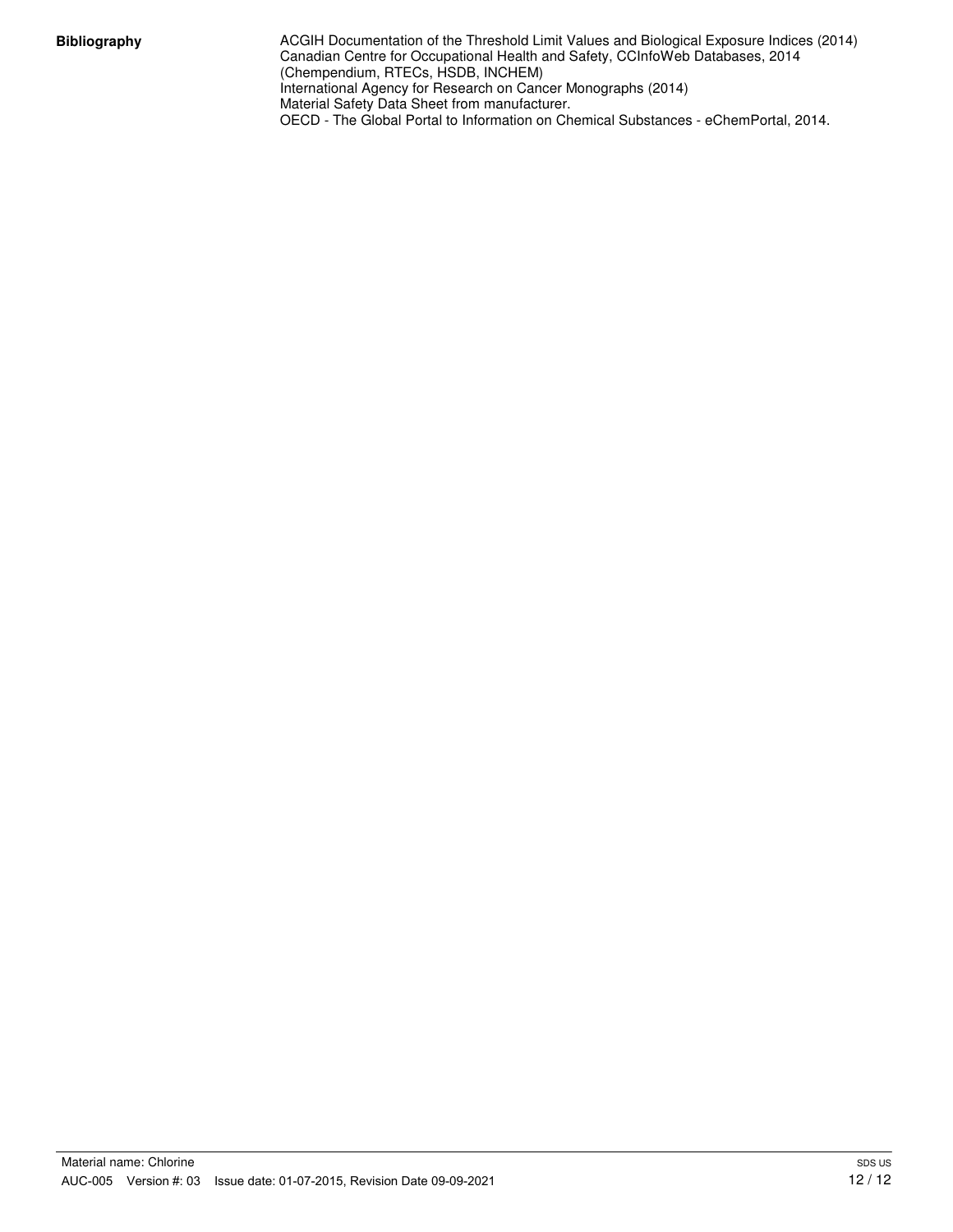**Bibliography**

ACGIH Documentation of the Threshold Limit Values and Biological Exposure Indices (2014)
Canadian Centre for Occupational Health and Safety, CCInfoWeb Databases, 2014 (Chempendium, RTECs, HSDB, INCHEM)
International Agency for Research on Cancer Monographs (2014)
Material Safety Data Sheet from manufacturer.
OECD - The Global Portal to Information on Chemical Substances - eChemPortal, 2014.